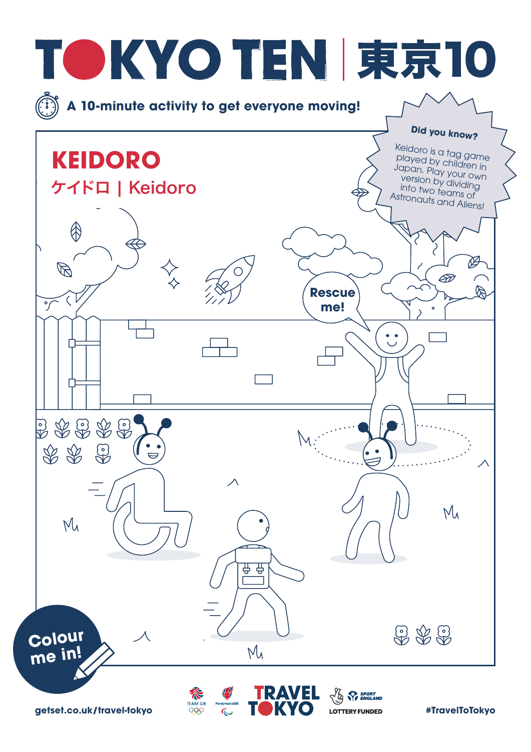# TOKYO TEN | 東京10

A 10-minute activity to get everyone moving!

## KEIDORO

ケイドロ | Keidoro

**Did you know?**

Keidoro is a tag game played by children in Japan. Play your own version by dividing into two teams of Astronauts and Aliens!

Rescue me!

Colour me in!

getset.co.uk/travel-tokyo

TRAVEL TOKYO

LOTTERY FUNDED

#TravelToTokyo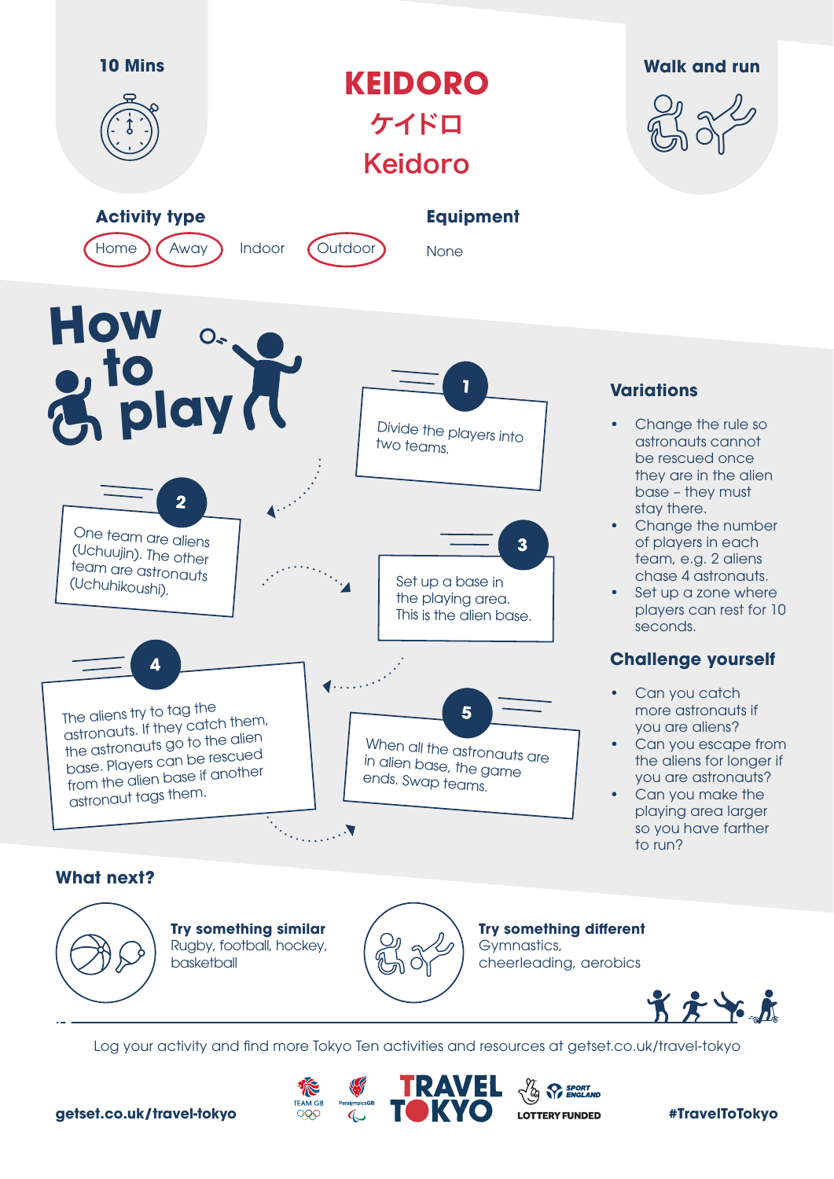10 Mins

# KEIDORO
## ケイドロ
## Keidoro

Walk and run

**Activity type**

Home · Away · Indoor · Outdoor

**Equipment**

None

## How to play

1. Divide the players into two teams.
2. One team are aliens (Uchuujin). The other team are astronauts (Uchuhikoushi).
3. Set up a base in the playing area. This is the alien base.
4. The aliens try to tag the astronauts. If they catch them, the astronauts go to the alien base. Players can be rescued from the alien base if another astronaut tags them.
5. When all the astronauts are in alien base, the game ends. Swap teams.

### Variations

- Change the rule so astronauts cannot be rescued once they are in the alien base – they must stay there.
- Change the number of players in each team, e.g. 2 aliens chase 4 astronauts.
- Set up a zone where players can rest for 10 seconds.

### Challenge yourself

- Can you catch more astronauts if you are aliens?
- Can you escape from the aliens for longer if you are astronauts?
- Can you make the playing area larger so you have farther to run?

### What next?

**Try something similar**
Rugby, football, hockey, basketball

**Try something different**
Gymnastics, cheerleading, aerobics

Log your activity and find more Tokyo Ten activities and resources at getset.co.uk/travel-tokyo

**getset.co.uk/travel-tokyo**

TRAVEL TOKYO

LOTTERY FUNDED

**#TravelToTokyo**